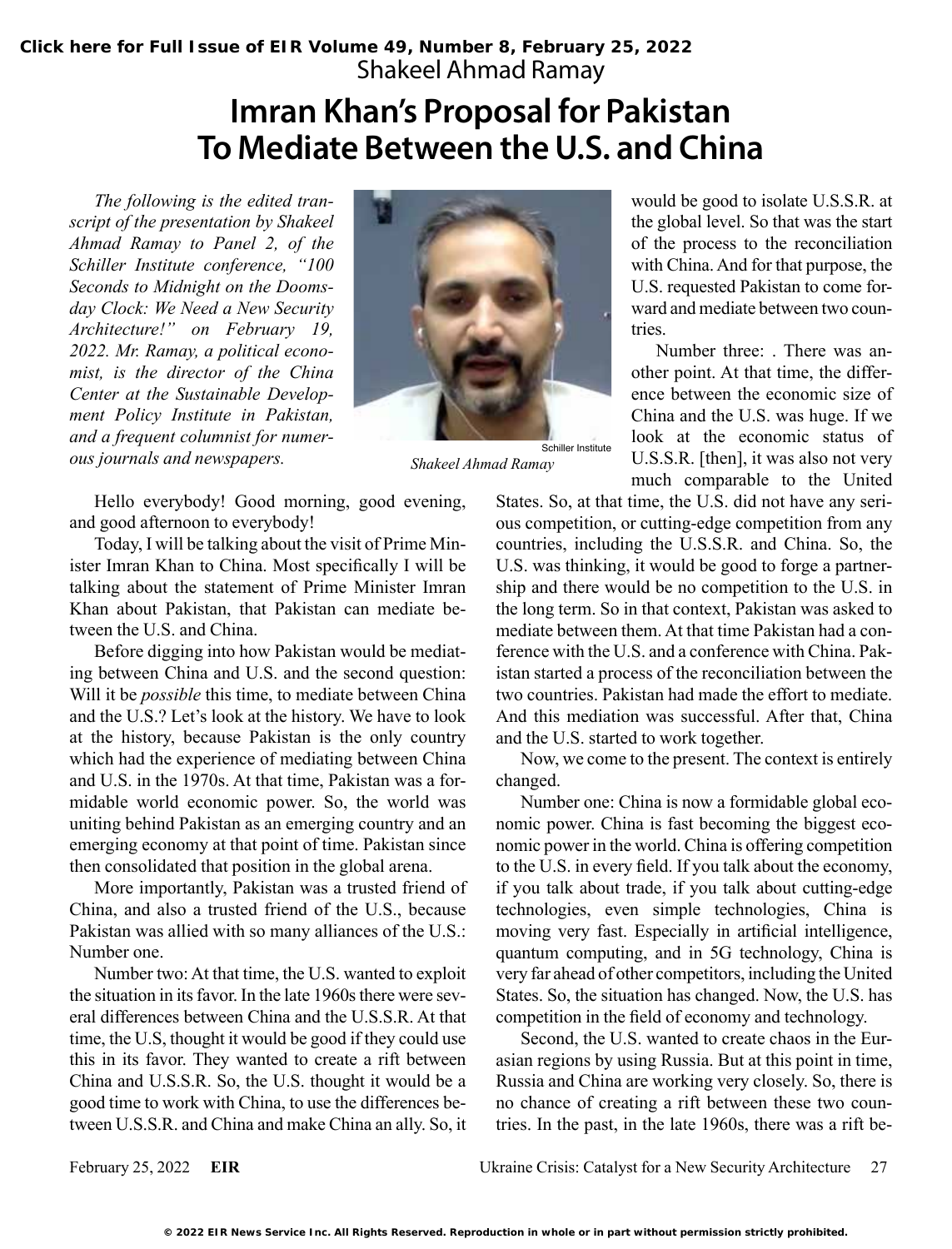Click here for Full Issue of EIR Volume 49, Number 8, February 25, 2022

Shakeel Ahmad Ramay

# Imran Khan's Proposal for Pakistan To Mediate Between the U.S. and China

*The following is the edited transcript of the presentation by Shakeel Ahmad Ramay to Panel 2, of the Schiller Institute conference, "100 Seconds to Midnight on the Doomsday Clock: We Need a New Security Architecture!" on February 19, 2022. Mr. Ramay, a political economist, is the director of the China Center at the Sustainable Development Policy Institute in Pakistan, and a frequent columnist for numerous journals and newspapers.*

Schiller Institute

*Shakeel Ahmad Ramay*

Hello everybody! Good morning, good evening, and good afternoon to everybody!

Today, I will be talking about the visit of Prime Minister Imran Khan to China. Most specifically I will be talking about the statement of Prime Minister Imran Khan about Pakistan, that Pakistan can mediate between the U.S. and China.

Before digging into how Pakistan would be mediating between China and U.S. and the second question: Will it be *possible* this time, to mediate between China and the U.S.? Let's look at the history. We have to look at the history, because Pakistan is the only country which had the experience of mediating between China and U.S. in the 1970s. At that time, Pakistan was a formidable world economic power. So, the world was uniting behind Pakistan as an emerging country and an emerging economy at that point of time. Pakistan since then consolidated that position in the global arena.

More importantly, Pakistan was a trusted friend of China, and also a trusted friend of the U.S., because Pakistan was allied with so many alliances of the U.S.: Number one.

Number two: At that time, the U.S. wanted to exploit the situation in its favor. In the late 1960s there were several differences between China and the U.S.S.R. At that time, the U.S, thought it would be good if they could use this in its favor. They wanted to create a rift between China and U.S.S.R. So, the U.S. thought it would be a good time to work with China, to use the differences between U.S.S.R. and China and make China an ally. So, it would be good to isolate U.S.S.R. at the global level. So that was the start of the process to the reconciliation with China. And for that purpose, the U.S. requested Pakistan to come forward and mediate between two countries.

Number three: . There was another point. At that time, the difference between the economic size of China and the U.S. was huge. If we look at the economic status of U.S.S.R. [then], it was also not very much comparable to the United States. So, at that time, the U.S. did not have any serious competition, or cutting-edge competition from any countries, including the U.S.S.R. and China. So, the U.S. was thinking, it would be good to forge a partnership and there would be no competition to the U.S. in the long term. So in that context, Pakistan was asked to mediate between them. At that time Pakistan had a conference with the U.S. and a conference with China. Pakistan started a process of the reconciliation between the two countries. Pakistan had made the effort to mediate. And this mediation was successful. After that, China and the U.S. started to work together.

Now, we come to the present. The context is entirely changed.

Number one: China is now a formidable global economic power. China is fast becoming the biggest economic power in the world. China is offering competition to the U.S. in every field. If you talk about the economy, if you talk about trade, if you talk about cutting-edge technologies, even simple technologies, China is moving very fast. Especially in artificial intelligence, quantum computing, and in 5G technology, China is very far ahead of other competitors, including the United States. So, the situation has changed. Now, the U.S. has competition in the field of economy and technology.

Second, the U.S. wanted to create chaos in the Eurasian regions by using Russia. But at this point in time, Russia and China are working very closely. So, there is no chance of creating a rift between these two countries. In the past, in the late 1960s, there was a rift be-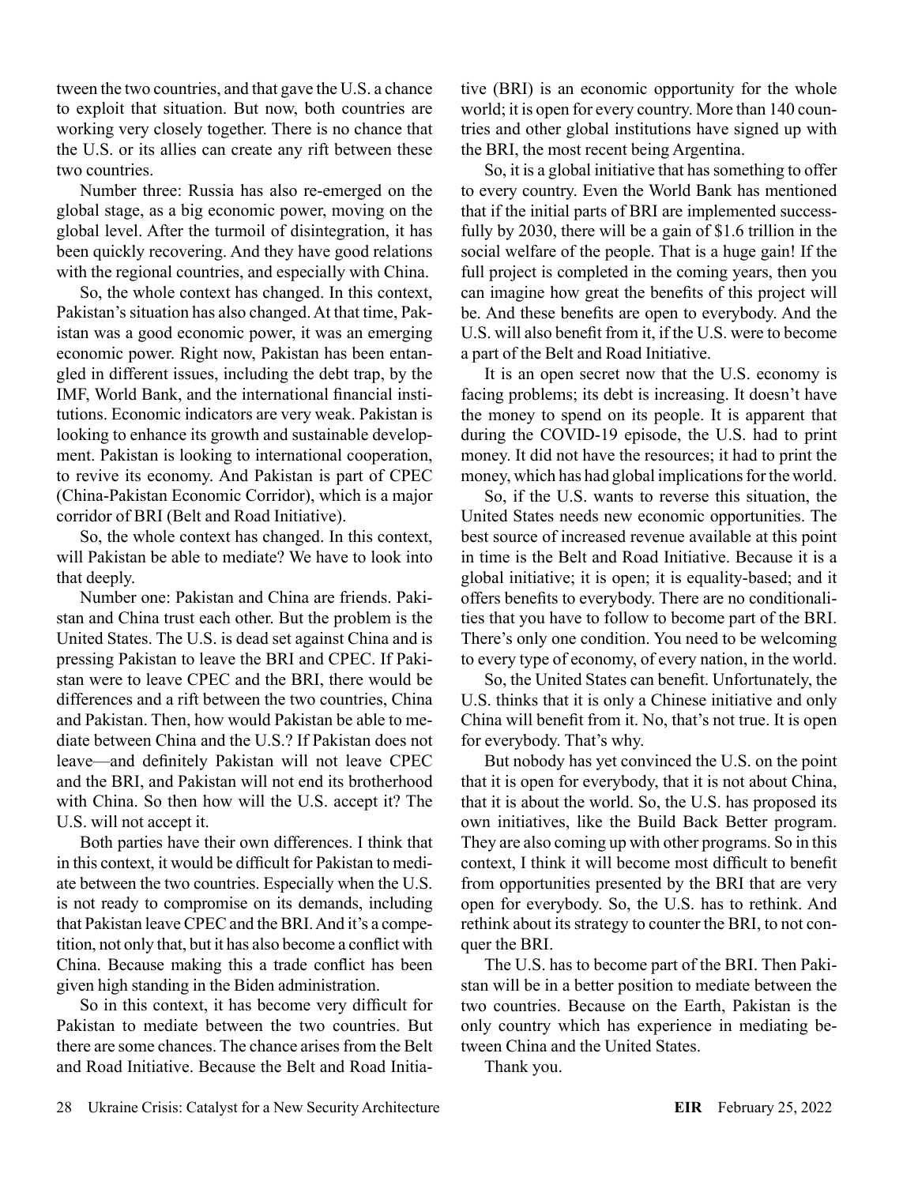tween the two countries, and that gave the U.S. a chance to exploit that situation. But now, both countries are working very closely together. There is no chance that the U.S. or its allies can create any rift between these two countries.

Number three: Russia has also re-emerged on the global stage, as a big economic power, moving on the global level. After the turmoil of disintegration, it has been quickly recovering. And they have good relations with the regional countries, and especially with China.

So, the whole context has changed. In this context, Pakistan's situation has also changed. At that time, Pakistan was a good economic power, it was an emerging economic power. Right now, Pakistan has been entangled in different issues, including the debt trap, by the IMF, World Bank, and the international financial institutions. Economic indicators are very weak. Pakistan is looking to enhance its growth and sustainable development. Pakistan is looking to international cooperation, to revive its economy. And Pakistan is part of CPEC (China-Pakistan Economic Corridor), which is a major corridor of BRI (Belt and Road Initiative).

So, the whole context has changed. In this context, will Pakistan be able to mediate? We have to look into that deeply.

Number one: Pakistan and China are friends. Pakistan and China trust each other. But the problem is the United States. The U.S. is dead set against China and is pressing Pakistan to leave the BRI and CPEC. If Pakistan were to leave CPEC and the BRI, there would be differences and a rift between the two countries, China and Pakistan. Then, how would Pakistan be able to mediate between China and the U.S.? If Pakistan does not leave—and definitely Pakistan will not leave CPEC and the BRI, and Pakistan will not end its brotherhood with China. So then how will the U.S. accept it? The U.S. will not accept it.

Both parties have their own differences. I think that in this context, it would be difficult for Pakistan to mediate between the two countries. Especially when the U.S. is not ready to compromise on its demands, including that Pakistan leave CPEC and the BRI. And it's a competition, not only that, but it has also become a conflict with China. Because making this a trade conflict has been given high standing in the Biden administration.

So in this context, it has become very difficult for Pakistan to mediate between the two countries. But there are some chances. The chance arises from the Belt and Road Initiative. Because the Belt and Road Initiative (BRI) is an economic opportunity for the whole world; it is open for every country. More than 140 countries and other global institutions have signed up with the BRI, the most recent being Argentina.

So, it is a global initiative that has something to offer to every country. Even the World Bank has mentioned that if the initial parts of BRI are implemented successfully by 2030, there will be a gain of $1.6 trillion in the social welfare of the people. That is a huge gain! If the full project is completed in the coming years, then you can imagine how great the benefits of this project will be. And these benefits are open to everybody. And the U.S. will also benefit from it, if the U.S. were to become a part of the Belt and Road Initiative.

It is an open secret now that the U.S. economy is facing problems; its debt is increasing. It doesn't have the money to spend on its people. It is apparent that during the COVID-19 episode, the U.S. had to print money. It did not have the resources; it had to print the money, which has had global implications for the world.

So, if the U.S. wants to reverse this situation, the United States needs new economic opportunities. The best source of increased revenue available at this point in time is the Belt and Road Initiative. Because it is a global initiative; it is open; it is equality-based; and it offers benefits to everybody. There are no conditionalities that you have to follow to become part of the BRI. There's only one condition. You need to be welcoming to every type of economy, of every nation, in the world.

So, the United States can benefit. Unfortunately, the U.S. thinks that it is only a Chinese initiative and only China will benefit from it. No, that's not true. It is open for everybody. That's why.

But nobody has yet convinced the U.S. on the point that it is open for everybody, that it is not about China, that it is about the world. So, the U.S. has proposed its own initiatives, like the Build Back Better program. They are also coming up with other programs. So in this context, I think it will become most difficult to benefit from opportunities presented by the BRI that are very open for everybody. So, the U.S. has to rethink. And rethink about its strategy to counter the BRI, to not conquer the BRI.

The U.S. has to become part of the BRI. Then Pakistan will be in a better position to mediate between the two countries. Because on the Earth, Pakistan is the only country which has experience in mediating between China and the United States.

Thank you.